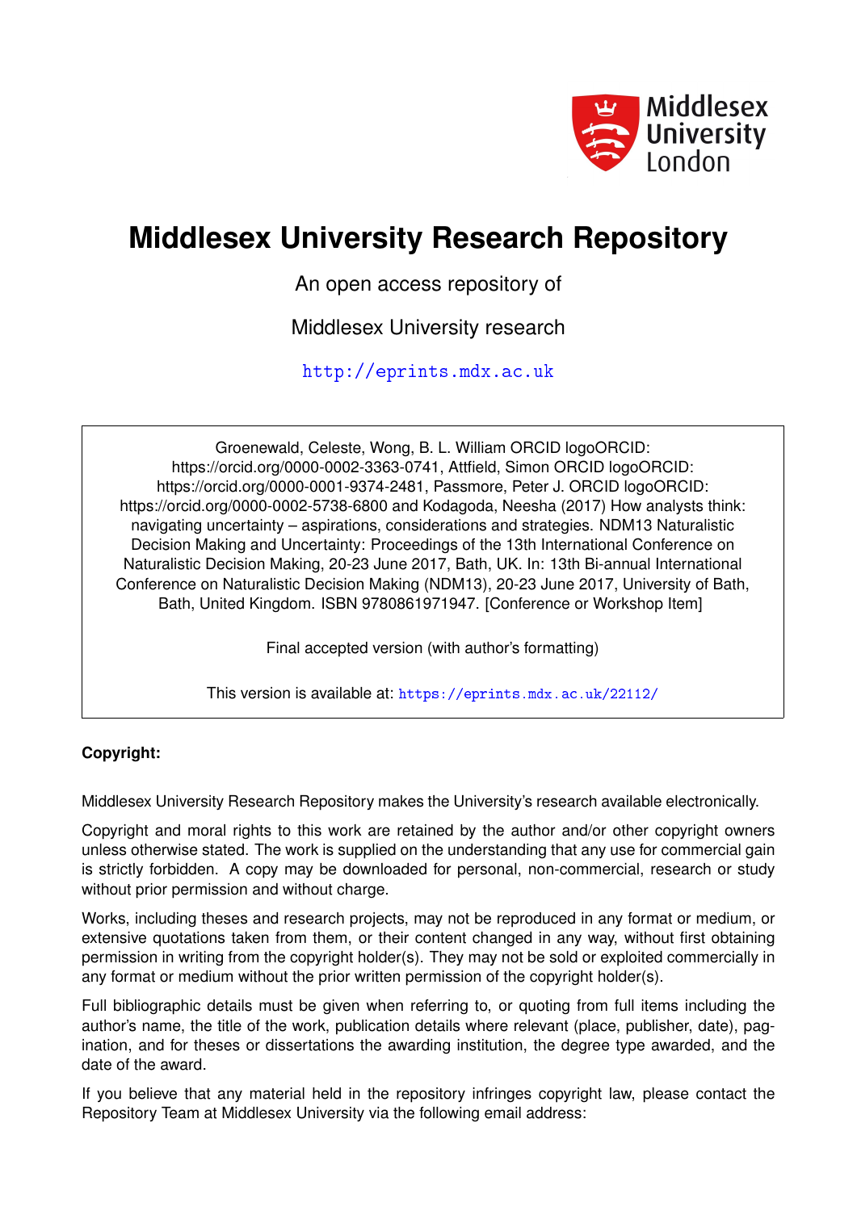Middlesex University London

# Middlesex University Research Repository

An open access repository of

Middlesex University research

http://eprints.mdx.ac.uk

Groenewald, Celeste, Wong, B. L. William ORCID logoORCID: https://orcid.org/0000-0002-3363-0741, Attfield, Simon ORCID logoORCID: https://orcid.org/0000-0001-9374-2481, Passmore, Peter J. ORCID logoORCID: https://orcid.org/0000-0002-5738-6800 and Kodagoda, Neesha (2017) How analysts think: navigating uncertainty – aspirations, considerations and strategies. NDM13 Naturalistic Decision Making and Uncertainty: Proceedings of the 13th International Conference on Naturalistic Decision Making, 20-23 June 2017, Bath, UK. In: 13th Bi-annual International Conference on Naturalistic Decision Making (NDM13), 20-23 June 2017, University of Bath, Bath, United Kingdom. ISBN 9780861971947. [Conference or Workshop Item]

Final accepted version (with author's formatting)

This version is available at: https://eprints.mdx.ac.uk/22112/

**Copyright:**

Middlesex University Research Repository makes the University's research available electronically.

Copyright and moral rights to this work are retained by the author and/or other copyright owners unless otherwise stated. The work is supplied on the understanding that any use for commercial gain is strictly forbidden. A copy may be downloaded for personal, non-commercial, research or study without prior permission and without charge.

Works, including theses and research projects, may not be reproduced in any format or medium, or extensive quotations taken from them, or their content changed in any way, without first obtaining permission in writing from the copyright holder(s). They may not be sold or exploited commercially in any format or medium without the prior written permission of the copyright holder(s).

Full bibliographic details must be given when referring to, or quoting from full items including the author's name, the title of the work, publication details where relevant (place, publisher, date), pagination, and for theses or dissertations the awarding institution, the degree type awarded, and the date of the award.

If you believe that any material held in the repository infringes copyright law, please contact the Repository Team at Middlesex University via the following email address: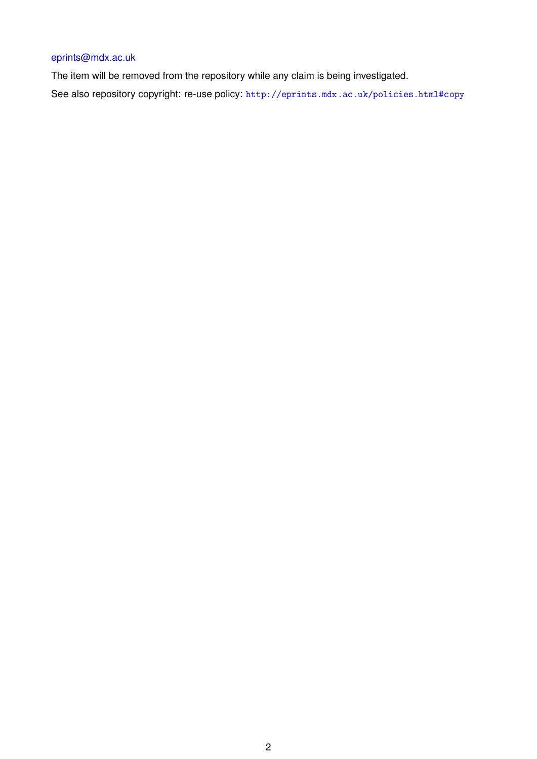eprints@mdx.ac.uk

The item will be removed from the repository while any claim is being investigated.

See also repository copyright: re-use policy: http://eprints.mdx.ac.uk/policies.html#copy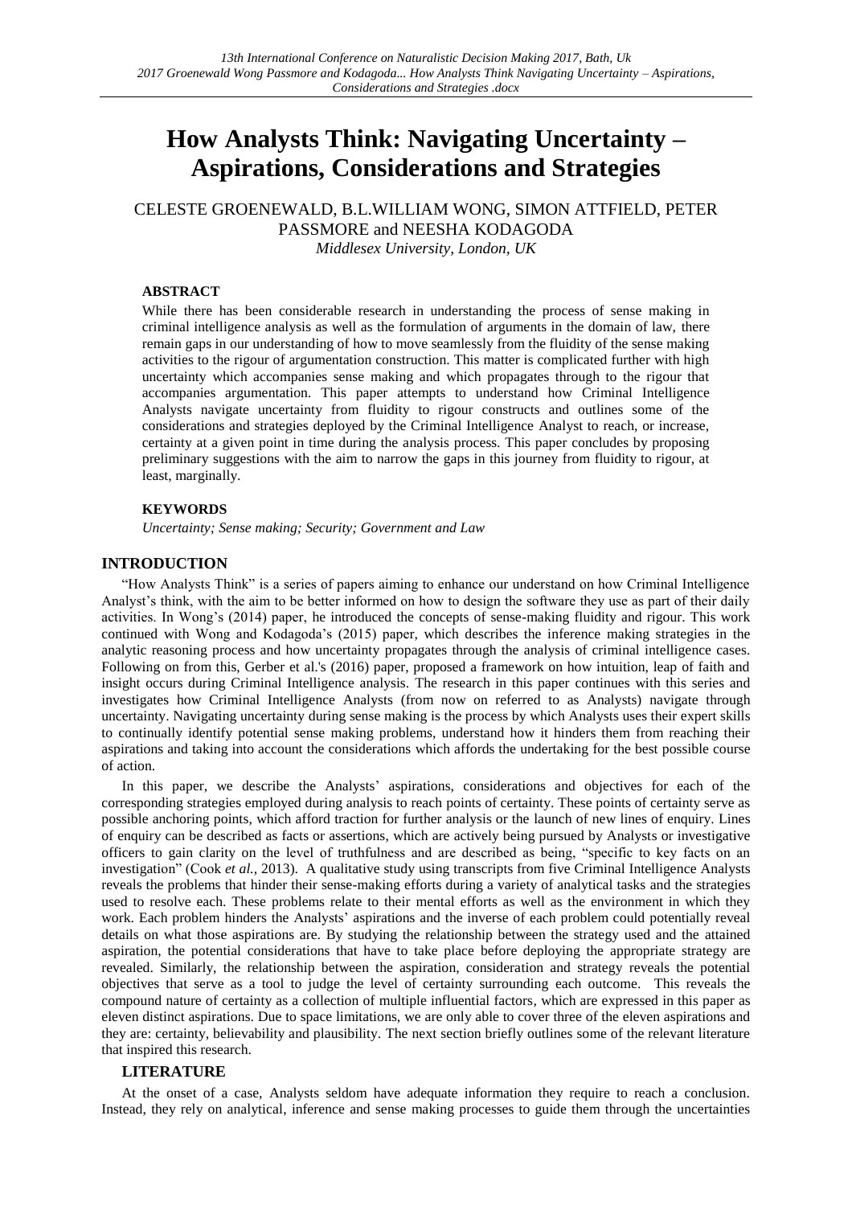# How Analysts Think: Navigating Uncertainty – Aspirations, Considerations and Strategies

CELESTE GROENEWALD, B.L.WILLIAM WONG, SIMON ATTFIELD, PETER PASSMORE and NEESHA KODAGODA

*Middlesex University, London, UK*

### ABSTRACT

While there has been considerable research in understanding the process of sense making in criminal intelligence analysis as well as the formulation of arguments in the domain of law, there remain gaps in our understanding of how to move seamlessly from the fluidity of the sense making activities to the rigour of argumentation construction. This matter is complicated further with high uncertainty which accompanies sense making and which propagates through to the rigour that accompanies argumentation. This paper attempts to understand how Criminal Intelligence Analysts navigate uncertainty from fluidity to rigour constructs and outlines some of the considerations and strategies deployed by the Criminal Intelligence Analyst to reach, or increase, certainty at a given point in time during the analysis process. This paper concludes by proposing preliminary suggestions with the aim to narrow the gaps in this journey from fluidity to rigour, at least, marginally.

### KEYWORDS

*Uncertainty; Sense making; Security; Government and Law*

## INTRODUCTION

"How Analysts Think" is a series of papers aiming to enhance our understand on how Criminal Intelligence Analyst's think, with the aim to be better informed on how to design the software they use as part of their daily activities. In Wong's (2014) paper, he introduced the concepts of sense-making fluidity and rigour. This work continued with Wong and Kodagoda's (2015) paper, which describes the inference making strategies in the analytic reasoning process and how uncertainty propagates through the analysis of criminal intelligence cases. Following on from this, Gerber et al.'s (2016) paper, proposed a framework on how intuition, leap of faith and insight occurs during Criminal Intelligence analysis. The research in this paper continues with this series and investigates how Criminal Intelligence Analysts (from now on referred to as Analysts) navigate through uncertainty. Navigating uncertainty during sense making is the process by which Analysts uses their expert skills to continually identify potential sense making problems, understand how it hinders them from reaching their aspirations and taking into account the considerations which affords the undertaking for the best possible course of action.

In this paper, we describe the Analysts' aspirations, considerations and objectives for each of the corresponding strategies employed during analysis to reach points of certainty. These points of certainty serve as possible anchoring points, which afford traction for further analysis or the launch of new lines of enquiry. Lines of enquiry can be described as facts or assertions, which are actively being pursued by Analysts or investigative officers to gain clarity on the level of truthfulness and are described as being, "specific to key facts on an investigation" (Cook *et al.*, 2013). A qualitative study using transcripts from five Criminal Intelligence Analysts reveals the problems that hinder their sense-making efforts during a variety of analytical tasks and the strategies used to resolve each. These problems relate to their mental efforts as well as the environment in which they work. Each problem hinders the Analysts' aspirations and the inverse of each problem could potentially reveal details on what those aspirations are. By studying the relationship between the strategy used and the attained aspiration, the potential considerations that have to take place before deploying the appropriate strategy are revealed. Similarly, the relationship between the aspiration, consideration and strategy reveals the potential objectives that serve as a tool to judge the level of certainty surrounding each outcome. This reveals the compound nature of certainty as a collection of multiple influential factors, which are expressed in this paper as eleven distinct aspirations. Due to space limitations, we are only able to cover three of the eleven aspirations and they are: certainty, believability and plausibility. The next section briefly outlines some of the relevant literature that inspired this research.

## LITERATURE

At the onset of a case, Analysts seldom have adequate information they require to reach a conclusion. Instead, they rely on analytical, inference and sense making processes to guide them through the uncertainties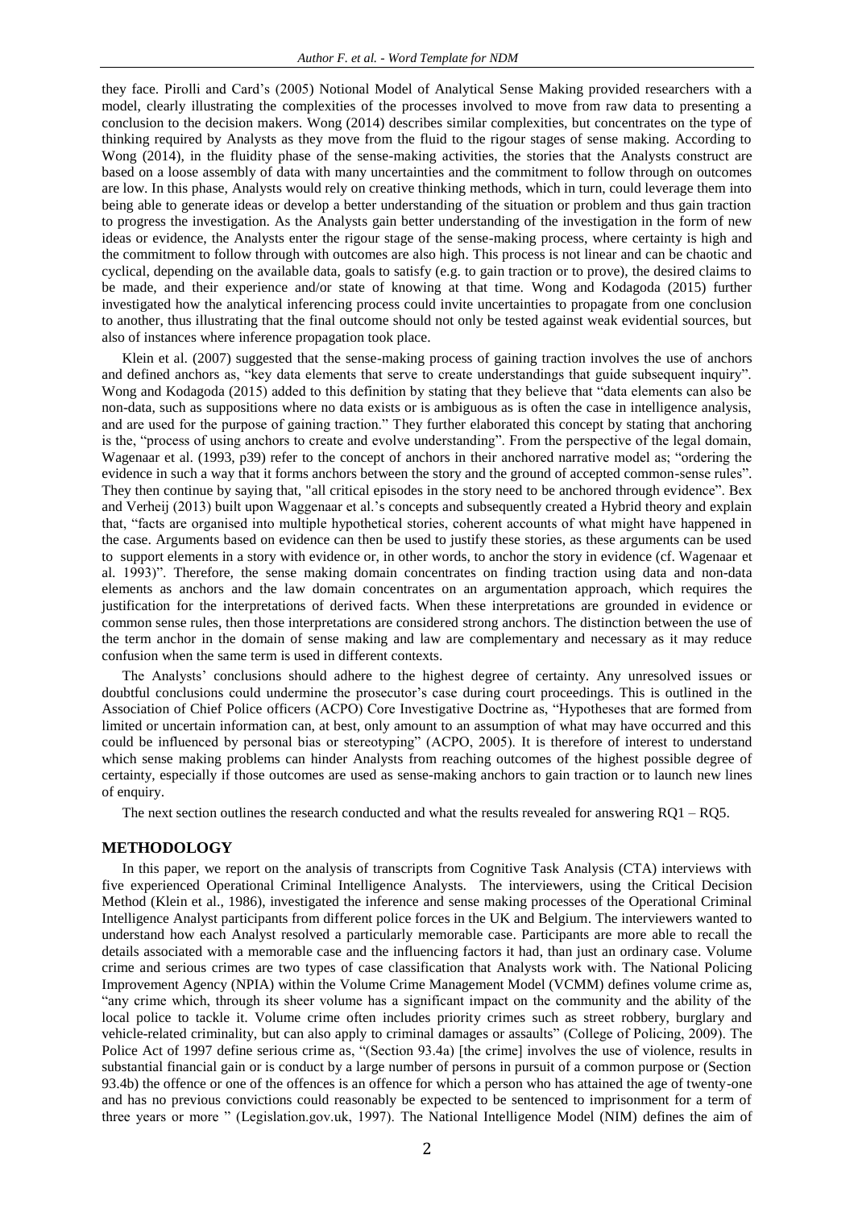they face. Pirolli and Card's (2005) Notional Model of Analytical Sense Making provided researchers with a model, clearly illustrating the complexities of the processes involved to move from raw data to presenting a conclusion to the decision makers. Wong (2014) describes similar complexities, but concentrates on the type of thinking required by Analysts as they move from the fluid to the rigour stages of sense making. According to Wong (2014), in the fluidity phase of the sense-making activities, the stories that the Analysts construct are based on a loose assembly of data with many uncertainties and the commitment to follow through on outcomes are low. In this phase, Analysts would rely on creative thinking methods, which in turn, could leverage them into being able to generate ideas or develop a better understanding of the situation or problem and thus gain traction to progress the investigation. As the Analysts gain better understanding of the investigation in the form of new ideas or evidence, the Analysts enter the rigour stage of the sense-making process, where certainty is high and the commitment to follow through with outcomes are also high. This process is not linear and can be chaotic and cyclical, depending on the available data, goals to satisfy (e.g. to gain traction or to prove), the desired claims to be made, and their experience and/or state of knowing at that time. Wong and Kodagoda (2015) further investigated how the analytical inferencing process could invite uncertainties to propagate from one conclusion to another, thus illustrating that the final outcome should not only be tested against weak evidential sources, but also of instances where inference propagation took place.

Klein et al. (2007) suggested that the sense-making process of gaining traction involves the use of anchors and defined anchors as, "key data elements that serve to create understandings that guide subsequent inquiry". Wong and Kodagoda (2015) added to this definition by stating that they believe that "data elements can also be non-data, such as suppositions where no data exists or is ambiguous as is often the case in intelligence analysis, and are used for the purpose of gaining traction." They further elaborated this concept by stating that anchoring is the, "process of using anchors to create and evolve understanding". From the perspective of the legal domain, Wagenaar et al. (1993, p39) refer to the concept of anchors in their anchored narrative model as; "ordering the evidence in such a way that it forms anchors between the story and the ground of accepted common-sense rules". They then continue by saying that, "all critical episodes in the story need to be anchored through evidence". Bex and Verheij (2013) built upon Waggenaar et al.'s concepts and subsequently created a Hybrid theory and explain that, "facts are organised into multiple hypothetical stories, coherent accounts of what might have happened in the case. Arguments based on evidence can then be used to justify these stories, as these arguments can be used to support elements in a story with evidence or, in other words, to anchor the story in evidence (cf. Wagenaar et al. 1993)". Therefore, the sense making domain concentrates on finding traction using data and non-data elements as anchors and the law domain concentrates on an argumentation approach, which requires the justification for the interpretations of derived facts. When these interpretations are grounded in evidence or common sense rules, then those interpretations are considered strong anchors. The distinction between the use of the term anchor in the domain of sense making and law are complementary and necessary as it may reduce confusion when the same term is used in different contexts.

The Analysts' conclusions should adhere to the highest degree of certainty. Any unresolved issues or doubtful conclusions could undermine the prosecutor's case during court proceedings. This is outlined in the Association of Chief Police officers (ACPO) Core Investigative Doctrine as, "Hypotheses that are formed from limited or uncertain information can, at best, only amount to an assumption of what may have occurred and this could be influenced by personal bias or stereotyping" (ACPO, 2005). It is therefore of interest to understand which sense making problems can hinder Analysts from reaching outcomes of the highest possible degree of certainty, especially if those outcomes are used as sense-making anchors to gain traction or to launch new lines of enquiry.

The next section outlines the research conducted and what the results revealed for answering RQ1 – RQ5.

## METHODOLOGY

In this paper, we report on the analysis of transcripts from Cognitive Task Analysis (CTA) interviews with five experienced Operational Criminal Intelligence Analysts. The interviewers, using the Critical Decision Method (Klein et al., 1986), investigated the inference and sense making processes of the Operational Criminal Intelligence Analyst participants from different police forces in the UK and Belgium. The interviewers wanted to understand how each Analyst resolved a particularly memorable case. Participants are more able to recall the details associated with a memorable case and the influencing factors it had, than just an ordinary case. Volume crime and serious crimes are two types of case classification that Analysts work with. The National Policing Improvement Agency (NPIA) within the Volume Crime Management Model (VCMM) defines volume crime as, "any crime which, through its sheer volume has a significant impact on the community and the ability of the local police to tackle it. Volume crime often includes priority crimes such as street robbery, burglary and vehicle-related criminality, but can also apply to criminal damages or assaults" (College of Policing, 2009). The Police Act of 1997 define serious crime as, "(Section 93.4a) [the crime] involves the use of violence, results in substantial financial gain or is conduct by a large number of persons in pursuit of a common purpose or (Section 93.4b) the offence or one of the offences is an offence for which a person who has attained the age of twenty-one and has no previous convictions could reasonably be expected to be sentenced to imprisonment for a term of three years or more " (Legislation.gov.uk, 1997). The National Intelligence Model (NIM) defines the aim of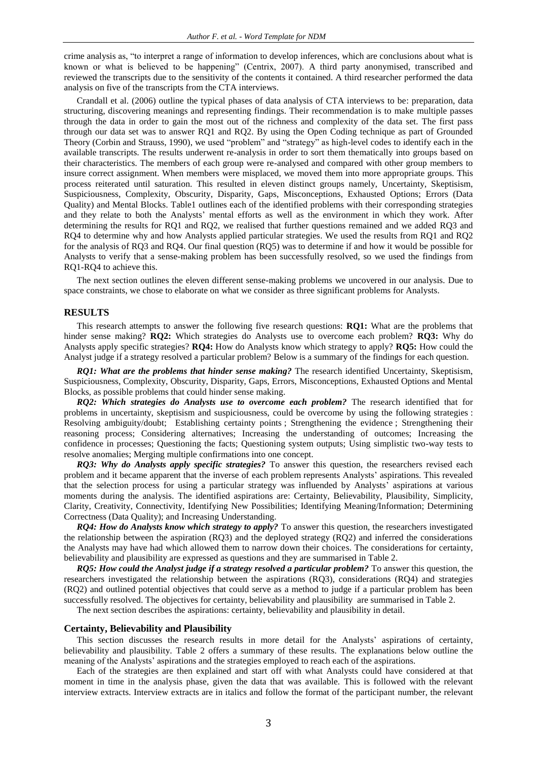crime analysis as, "to interpret a range of information to develop inferences, which are conclusions about what is known or what is believed to be happening" (Centrix, 2007). A third party anonymised, transcribed and reviewed the transcripts due to the sensitivity of the contents it contained. A third researcher performed the data analysis on five of the transcripts from the CTA interviews.

Crandall et al. (2006) outline the typical phases of data analysis of CTA interviews to be: preparation, data structuring, discovering meanings and representing findings. Their recommendation is to make multiple passes through the data in order to gain the most out of the richness and complexity of the data set. The first pass through our data set was to answer RQ1 and RQ2. By using the Open Coding technique as part of Grounded Theory (Corbin and Strauss, 1990), we used "problem" and "strategy" as high-level codes to identify each in the available transcripts. The results underwent re-analysis in order to sort them thematically into groups based on their characteristics. The members of each group were re-analysed and compared with other group members to insure correct assignment. When members were misplaced, we moved them into more appropriate groups. This process reiterated until saturation. This resulted in eleven distinct groups namely, Uncertainty, Skeptisism, Suspiciousness, Complexity, Obscurity, Disparity, Gaps, Misconceptions, Exhausted Options; Errors (Data Quality) and Mental Blocks. Table1 outlines each of the identified problems with their corresponding strategies and they relate to both the Analysts' mental efforts as well as the environment in which they work. After determining the results for RQ1 and RQ2, we realised that further questions remained and we added RQ3 and RQ4 to determine why and how Analysts applied particular strategies. We used the results from RQ1 and RQ2 for the analysis of RQ3 and RQ4. Our final question (RQ5) was to determine if and how it would be possible for Analysts to verify that a sense-making problem has been successfully resolved, so we used the findings from RQ1-RQ4 to achieve this.

The next section outlines the eleven different sense-making problems we uncovered in our analysis. Due to space constraints, we chose to elaborate on what we consider as three significant problems for Analysts.

## RESULTS

This research attempts to answer the following five research questions: **RQ1:** What are the problems that hinder sense making? **RQ2:** Which strategies do Analysts use to overcome each problem? **RQ3:** Why do Analysts apply specific strategies? **RQ4:** How do Analysts know which strategy to apply? **RQ5:** How could the Analyst judge if a strategy resolved a particular problem? Below is a summary of the findings for each question.

***RQ1: What are the problems that hinder sense making?*** The research identified Uncertainty, Skeptisism, Suspiciousness, Complexity, Obscurity, Disparity, Gaps, Errors, Misconceptions, Exhausted Options and Mental Blocks, as possible problems that could hinder sense making.

***RQ2: Which strategies do Analysts use to overcome each problem?*** The research identified that for problems in uncertainty, skeptisism and suspiciousness, could be overcome by using the following strategies : Resolving ambiguity/doubt; Establishing certainty points ; Strengthening the evidence ; Strengthening their reasoning process; Considering alternatives; Increasing the understanding of outcomes; Increasing the confidence in processes; Questioning the facts; Questioning system outputs; Using simplistic two-way tests to resolve anomalies; Merging multiple confirmations into one concept.

***RQ3: Why do Analysts apply specific strategies?*** To answer this question, the researchers revised each problem and it became apparent that the inverse of each problem represents Analysts' aspirations. This revealed that the selection process for using a particular strategy was influenced by Analysts' aspirations at various moments during the analysis. The identified aspirations are: Certainty, Believability, Plausibility, Simplicity, Clarity, Creativity, Connectivity, Identifying New Possibilities; Identifying Meaning/Information; Determining Correctness (Data Quality); and Increasing Understanding.

***RQ4: How do Analysts know which strategy to apply?*** To answer this question, the researchers investigated the relationship between the aspiration (RQ3) and the deployed strategy (RQ2) and inferred the considerations the Analysts may have had which allowed them to narrow down their choices. The considerations for certainty, believability and plausibility are expressed as questions and they are summarised in Table 2.

***RQ5: How could the Analyst judge if a strategy resolved a particular problem?*** To answer this question, the researchers investigated the relationship between the aspirations (RQ3), considerations (RQ4) and strategies (RQ2) and outlined potential objectives that could serve as a method to judge if a particular problem has been successfully resolved. The objectives for certainty, believability and plausibility are summarised in Table 2.

The next section describes the aspirations: certainty, believability and plausibility in detail.

### Certainty, Believability and Plausibility

This section discusses the research results in more detail for the Analysts' aspirations of certainty, believability and plausibility. Table 2 offers a summary of these results. The explanations below outline the meaning of the Analysts' aspirations and the strategies employed to reach each of the aspirations.

Each of the strategies are then explained and start off with what Analysts could have considered at that moment in time in the analysis phase, given the data that was available. This is followed with the relevant interview extracts. Interview extracts are in italics and follow the format of the participant number, the relevant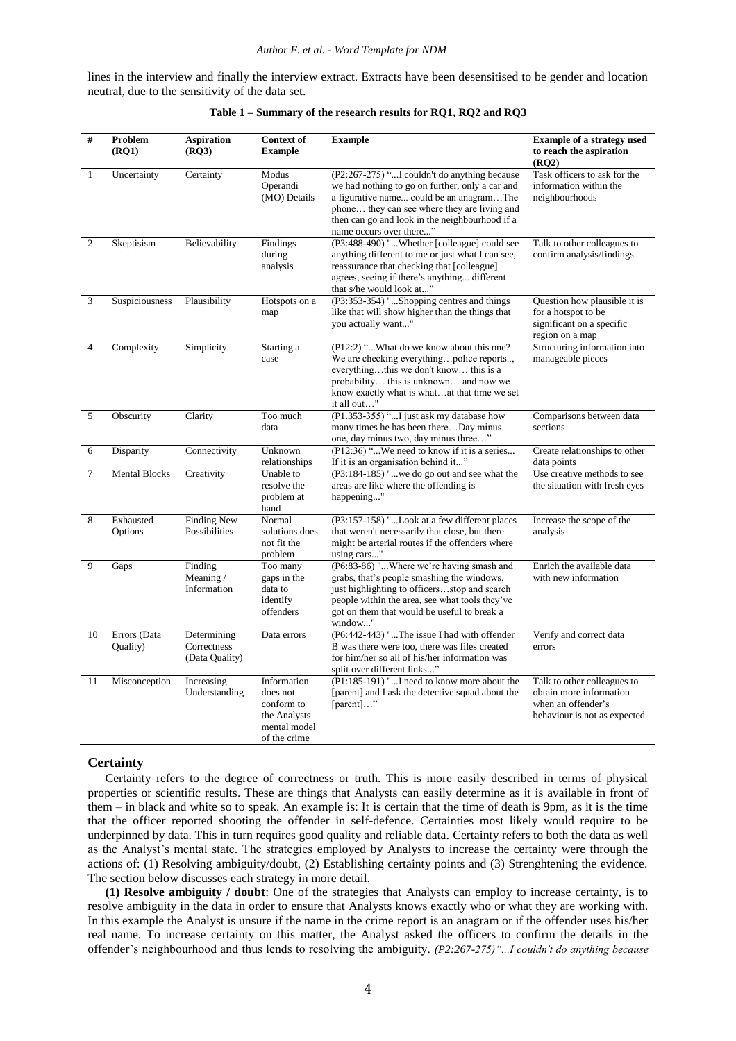lines in the interview and finally the interview extract. Extracts have been desensitised to be gender and location neutral, due to the sensitivity of the data set.

**Table 1 – Summary of the research results for RQ1, RQ2 and RQ3**

| # | Problem (RQ1) | Aspiration (RQ3) | Context of Example | Example | Example of a strategy used to reach the aspiration (RQ2) |
|---|---|---|---|---|---|
| 1 | Uncertainty | Certainty | Modus Operandi (MO) Details | (P2:267-275) "...I couldn't do anything because we had nothing to go on further, only a car and a figurative name... could be an anagram…The phone… they can see where they are living and then can go and look in the neighbourhood if a name occurs over there..." | Task officers to ask for the information within the neighbourhoods |
| 2 | Skeptisism | Believability | Findings during analysis | (P3:488-490) "...Whether [colleague] could see anything different to me or just what I can see, reassurance that checking that [colleague] agrees, seeing if there's anything... different that s/he would look at..." | Talk to other colleagues to confirm analysis/findings |
| 3 | Suspiciousness | Plausibility | Hotspots on a map | (P3:353-354) "...Shopping centres and things like that will show higher than the things that you actually want..." | Question how plausible it is for a hotspot to be significant on a specific region on a map |
| 4 | Complexity | Simplicity | Starting a case | (P12:2) "...What do we know about this one? We are checking everything…police reports.., everything…this we don't know… this is a probability… this is unknown… and now we know exactly what is what…at that time we set it all out…" | Structuring information into manageable pieces |
| 5 | Obscurity | Clarity | Too much data | (P1.353-355) "...I just ask my database how many times he has been there…Day minus one, day minus two, day minus three…" | Comparisons between data sections |
| 6 | Disparity | Connectivity | Unknown relationships | (P12:36) "...We need to know if it is a series... If it is an organisation behind it..." | Create relationships to other data points |
| 7 | Mental Blocks | Creativity | Unable to resolve the problem at hand | (P3:184-185) "...we do go out and see what the areas are like where the offending is happening..." | Use creative methods to see the situation with fresh eyes |
| 8 | Exhausted Options | Finding New Possibilities | Normal solutions does not fit the problem | (P3:157-158) "...Look at a few different places that weren't necessarily that close, but there might be arterial routes if the offenders where using cars..." | Increase the scope of the analysis |
| 9 | Gaps | Finding Meaning / Information | Too many gaps in the data to identify offenders | (P6:83-86) "...Where we're having smash and grabs, that's people smashing the windows, just highlighting to officers…stop and search people within the area, see what tools they've got on them that would be useful to break a window..." | Enrich the available data with new information |
| 10 | Errors (Data Quality) | Determining Correctness (Data Quality) | Data errors | (P6:442-443) "...The issue I had with offender B was there were too, there was files created for him/her so all of his/her information was split over different links..." | Verify and correct data errors |
| 11 | Misconception | Increasing Understanding | Information does not conform to the Analysts mental model of the crime | (P1:185-191) "...I need to know more about the [parent] and I ask the detective squad about the [parent]…" | Talk to other colleagues to obtain more information when an offender's behaviour is not as expected |

### Certainty

Certainty refers to the degree of correctness or truth. This is more easily described in terms of physical properties or scientific results. These are things that Analysts can easily determine as it is available in front of them – in black and white so to speak. An example is: It is certain that the time of death is 9pm, as it is the time that the officer reported shooting the offender in self-defence. Certainties most likely would require to be underpinned by data. This in turn requires good quality and reliable data. Certainty refers to both the data as well as the Analyst's mental state. The strategies employed by Analysts to increase the certainty were through the actions of: (1) Resolving ambiguity/doubt, (2) Establishing certainty points and (3) Strenghtening the evidence. The section below discusses each strategy in more detail.

**(1) Resolve ambiguity / doubt**: One of the strategies that Analysts can employ to increase certainty, is to resolve ambiguity in the data in order to ensure that Analysts knows exactly who or what they are working with. In this example the Analyst is unsure if the name in the crime report is an anagram or if the offender uses his/her real name. To increase certainty on this matter, the Analyst asked the officers to confirm the details in the offender's neighbourhood and thus lends to resolving the ambiguity. *(P2:267-275)"...I couldn't do anything because*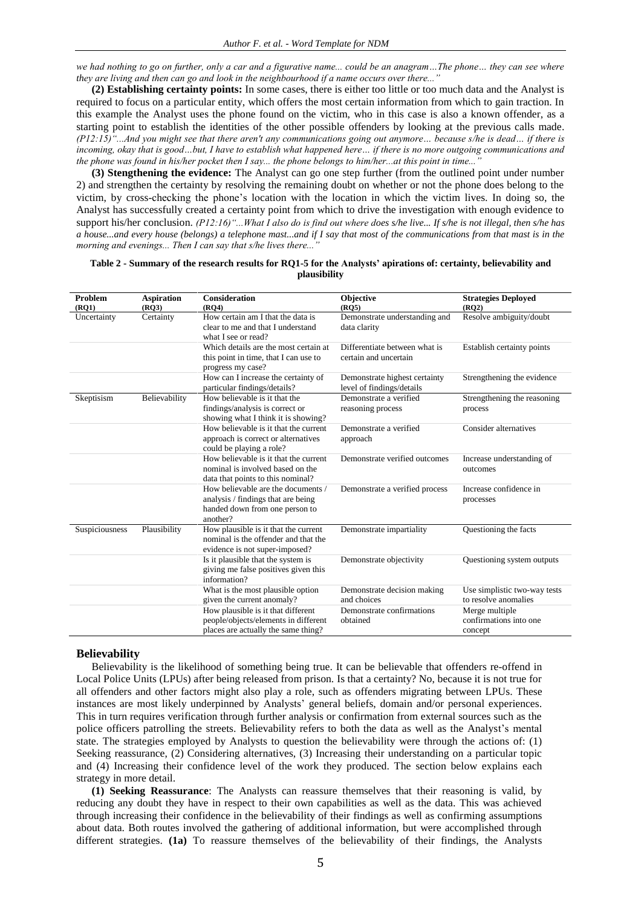*we had nothing to go on further, only a car and a figurative name... could be an anagram…The phone… they can see where they are living and then can go and look in the neighbourhood if a name occurs over there..."*

**(2) Establishing certainty points:** In some cases, there is either too little or too much data and the Analyst is required to focus on a particular entity, which offers the most certain information from which to gain traction. In this example the Analyst uses the phone found on the victim, who in this case is also a known offender, as a starting point to establish the identities of the other possible offenders by looking at the previous calls made. *(P12:15)"...And you might see that there aren't any communications going out anymore… because s/he is dead… if there is incoming, okay that is good…but, I have to establish what happened here… if there is no more outgoing communications and the phone was found in his/her pocket then I say... the phone belongs to him/her...at this point in time..."*

**(3) Stengthening the evidence:** The Analyst can go one step further (from the outlined point under number 2) and strengthen the certainty by resolving the remaining doubt on whether or not the phone does belong to the victim, by cross-checking the phone's location with the location in which the victim lives. In doing so, the Analyst has successfully created a certainty point from which to drive the investigation with enough evidence to support his/her conclusion. *(P12:16)"...What I also do is find out where does s/he live... If s/he is not illegal, then s/he has a house...and every house (belongs) a telephone mast...and if I say that most of the communications from that mast is in the morning and evenings... Then I can say that s/he lives there..."*

**Table 2 - Summary of the research results for RQ1-5 for the Analysts' apirations of: certainty, believability and plausibility**

| Problem (RQ1) | Aspiration (RQ3) | Consideration (RQ4) | Objective (RQ5) | Strategies Deployed (RQ2) |
|---|---|---|---|---|
| Uncertainty | Certainty | How certain am I that the data is clear to me and that I understand what I see or read? | Demonstrate understanding and data clarity | Resolve ambiguity/doubt |
| | | Which details are the most certain at this point in time, that I can use to progress my case? | Differentiate between what is certain and uncertain | Establish certainty points |
| | | How can I increase the certainty of particular findings/details? | Demonstrate highest certainty level of findings/details | Strengthening the evidence |
| Skeptisism | Believability | How believable is it that the findings/analysis is correct or showing what I think it is showing? | Demonstrate a verified reasoning process | Strengthening the reasoning process |
| | | How believable is it that the current approach is correct or alternatives could be playing a role? | Demonstrate a verified approach | Consider alternatives |
| | | How believable is it that the current nominal is involved based on the data that points to this nominal? | Demonstrate verified outcomes | Increase understanding of outcomes |
| | | How believable are the documents / analysis / findings that are being handed down from one person to another? | Demonstrate a verified process | Increase confidence in processes |
| Suspiciousness | Plausibility | How plausible is it that the current nominal is the offender and that the evidence is not super-imposed? | Demonstrate impartiality | Questioning the facts |
| | | Is it plausible that the system is giving me false positives given this information? | Demonstrate objectivity | Questioning system outputs |
| | | What is the most plausible option given the current anomaly? | Demonstrate decision making and choices | Use simplistic two-way tests to resolve anomalies |
| | | How plausible is it that different people/objects/elements in different places are actually the same thing? | Demonstrate confirmations obtained | Merge multiple confirmations into one concept |

### Believability

Believability is the likelihood of something being true. It can be believable that offenders re-offend in Local Police Units (LPUs) after being released from prison. Is that a certainty? No, because it is not true for all offenders and other factors might also play a role, such as offenders migrating between LPUs. These instances are most likely underpinned through Analysts' general beliefs, domain and/or personal experiences. This in turn requires verification through further analysis or confirmation from external sources such as the police officers patrolling the streets. Believability refers to both the data as well as the Analyst's mental state. The strategies employed by Analysts to question the believability were through the actions of: (1) Seeking reassurance, (2) Considering alternatives, (3) Increasing their understanding on a particular topic and (4) Increasing their confidence level of the work they produced. The section below explains each strategy in more detail.

**(1) Seeking Reassurance**: The Analysts can reassure themselves that their reasoning is valid, by reducing any doubt they have in respect to their own capabilities as well as the data. This was achieved through increasing their confidence in the believability of their findings as well as confirming assumptions about data. Both routes involved the gathering of additional information, but were accomplished through different strategies. **(1a)** To reassure themselves of the believability of their findings, the Analysts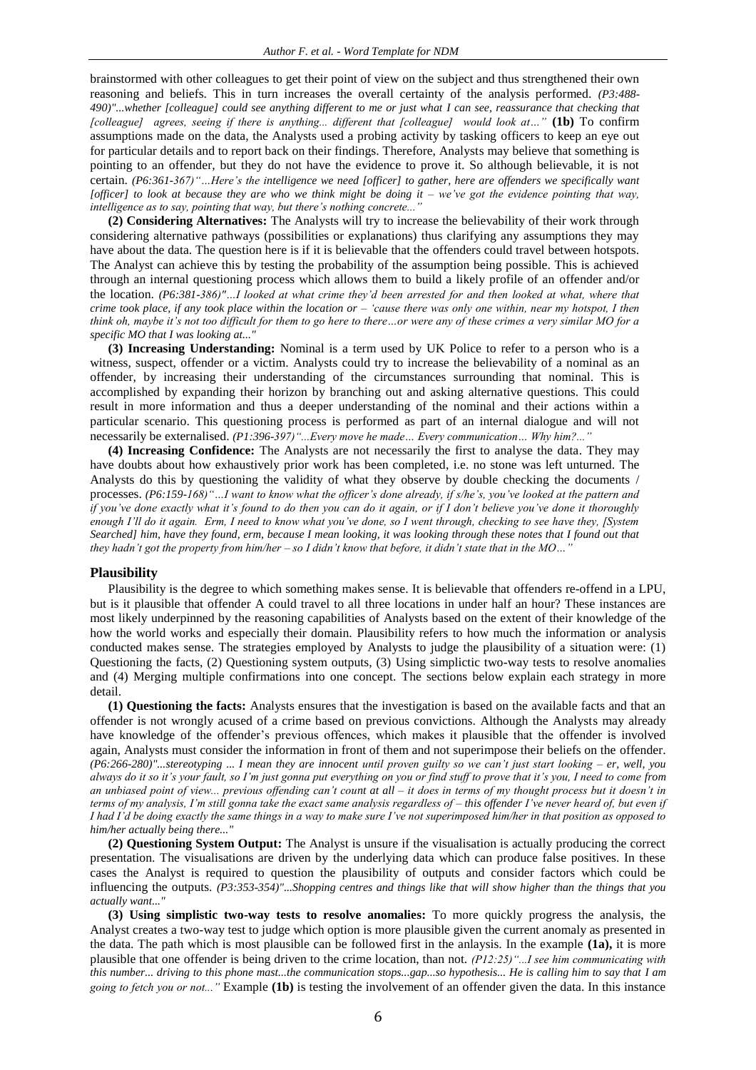brainstormed with other colleagues to get their point of view on the subject and thus strengthened their own reasoning and beliefs. This in turn increases the overall certainty of the analysis performed. *(P3:488-490)"...whether [colleague] could see anything different to me or just what I can see, reassurance that checking that [colleague] agrees, seeing if there is anything... different that [colleague] would look at…"* **(1b)** To confirm assumptions made on the data, the Analysts used a probing activity by tasking officers to keep an eye out for particular details and to report back on their findings. Therefore, Analysts may believe that something is pointing to an offender, but they do not have the evidence to prove it. So although believable, it is not certain. *(P6:361-367)"…Here's the intelligence we need [officer] to gather, here are offenders we specifically want [officer] to look at because they are who we think might be doing it – we've got the evidence pointing that way, intelligence as to say, pointing that way, but there's nothing concrete..."*

**(2) Considering Alternatives:** The Analysts will try to increase the believability of their work through considering alternative pathways (possibilities or explanations) thus clarifying any assumptions they may have about the data. The question here is if it is believable that the offenders could travel between hotspots. The Analyst can achieve this by testing the probability of the assumption being possible. This is achieved through an internal questioning process which allows them to build a likely profile of an offender and/or the location. *(P6:381-386)"...I looked at what crime they'd been arrested for and then looked at what, where that crime took place, if any took place within the location or – 'cause there was only one within, near my hotspot, I then think oh, maybe it's not too difficult for them to go here to there…or were any of these crimes a very similar MO for a specific MO that I was looking at..."*

**(3) Increasing Understanding:** Nominal is a term used by UK Police to refer to a person who is a witness, suspect, offender or a victim. Analysts could try to increase the believability of a nominal as an offender, by increasing their understanding of the circumstances surrounding that nominal. This is accomplished by expanding their horizon by branching out and asking alternative questions. This could result in more information and thus a deeper understanding of the nominal and their actions within a particular scenario. This questioning process is performed as part of an internal dialogue and will not necessarily be externalised. *(P1:396-397)"...Every move he made… Every communication… Why him?..."*

**(4) Increasing Confidence:** The Analysts are not necessarily the first to analyse the data. They may have doubts about how exhaustively prior work has been completed, i.e. no stone was left unturned. The Analysts do this by questioning the validity of what they observe by double checking the documents / processes. *(P6:159-168)"…I want to know what the officer's done already, if s/he's, you've looked at the pattern and if you've done exactly what it's found to do then you can do it again, or if I don't believe you've done it thoroughly enough I'll do it again. Erm, I need to know what you've done, so I went through, checking to see have they, [System Searched] him, have they found, erm, because I mean looking, it was looking through these notes that I found out that they hadn't got the property from him/her – so I didn't know that before, it didn't state that in the MO…"*

### Plausibility

Plausibility is the degree to which something makes sense. It is believable that offenders re-offend in a LPU, but is it plausible that offender A could travel to all three locations in under half an hour? These instances are most likely underpinned by the reasoning capabilities of Analysts based on the extent of their knowledge of the how the world works and especially their domain. Plausibility refers to how much the information or analysis conducted makes sense. The strategies employed by Analysts to judge the plausibility of a situation were: (1) Questioning the facts, (2) Questioning system outputs, (3) Using simplictic two-way tests to resolve anomalies and (4) Merging multiple confirmations into one concept. The sections below explain each strategy in more detail.

**(1) Questioning the facts:** Analysts ensures that the investigation is based on the available facts and that an offender is not wrongly acused of a crime based on previous convictions. Although the Analysts may already have knowledge of the offender's previous offences, which makes it plausible that the offender is involved again, Analysts must consider the information in front of them and not superimpose their beliefs on the offender. *(P6:266-280)"...stereotyping ... I mean they are innocent until proven guilty so we can't just start looking – er, well, you always do it so it's your fault, so I'm just gonna put everything on you or find stuff to prove that it's you, I need to come from an unbiased point of view... previous offending can't count at all – it does in terms of my thought process but it doesn't in terms of my analysis, I'm still gonna take the exact same analysis regardless of – this offender I've never heard of, but even if I had I'd be doing exactly the same things in a way to make sure I've not superimposed him/her in that position as opposed to him/her actually being there..."*

**(2) Questioning System Output:** The Analyst is unsure if the visualisation is actually producing the correct presentation. The visualisations are driven by the underlying data which can produce false positives. In these cases the Analyst is required to question the plausibility of outputs and consider factors which could be influencing the outputs. *(P3:353-354)"...Shopping centres and things like that will show higher than the things that you actually want..."*

**(3) Using simplistic two-way tests to resolve anomalies:** To more quickly progress the analysis, the Analyst creates a two-way test to judge which option is more plausible given the current anomaly as presented in the data. The path which is most plausible can be followed first in the anlaysis. In the example **(1a),** it is more plausible that one offender is being driven to the crime location, than not. *(P12:25)"...I see him communicating with this number... driving to this phone mast...the communication stops...gap...so hypothesis... He is calling him to say that I am going to fetch you or not..."* Example **(1b)** is testing the involvement of an offender given the data. In this instance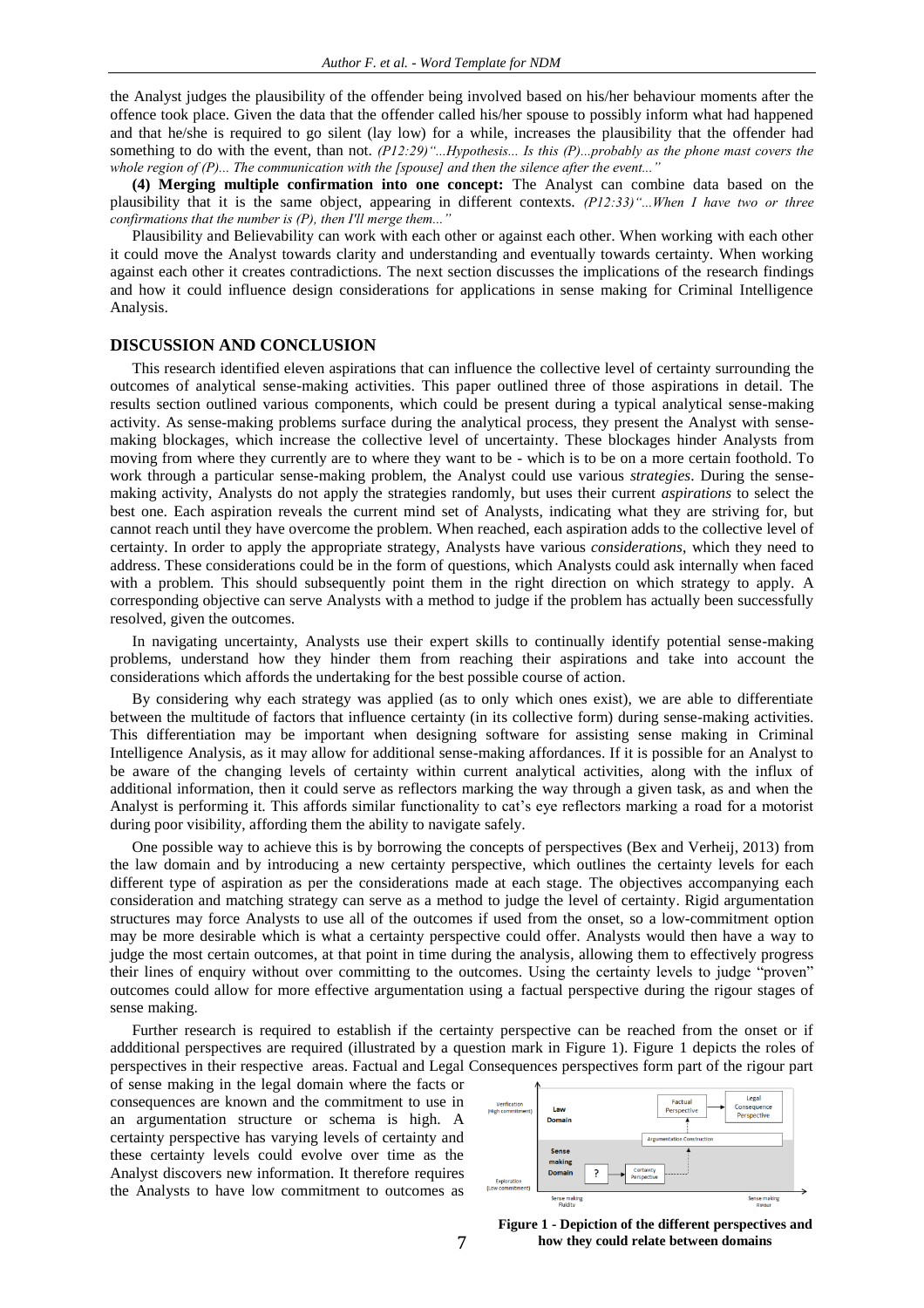the Analyst judges the plausibility of the offender being involved based on his/her behaviour moments after the offence took place. Given the data that the offender called his/her spouse to possibly inform what had happened and that he/she is required to go silent (lay low) for a while, increases the plausibility that the offender had something to do with the event, than not. *(P12:29)"...Hypothesis... Is this (P)...probably as the phone mast covers the whole region of (P)... The communication with the [spouse] and then the silence after the event..."*

**(4) Merging multiple confirmation into one concept:** The Analyst can combine data based on the plausibility that it is the same object, appearing in different contexts. *(P12:33)"...When I have two or three confirmations that the number is (P), then I'll merge them..."*

Plausibility and Believability can work with each other or against each other. When working with each other it could move the Analyst towards clarity and understanding and eventually towards certainty. When working against each other it creates contradictions. The next section discusses the implications of the research findings and how it could influence design considerations for applications in sense making for Criminal Intelligence Analysis.

## DISCUSSION AND CONCLUSION

This research identified eleven aspirations that can influence the collective level of certainty surrounding the outcomes of analytical sense-making activities. This paper outlined three of those aspirations in detail. The results section outlined various components, which could be present during a typical analytical sense-making activity. As sense-making problems surface during the analytical process, they present the Analyst with sense-making blockages, which increase the collective level of uncertainty. These blockages hinder Analysts from moving from where they currently are to where they want to be - which is to be on a more certain foothold. To work through a particular sense-making problem, the Analyst could use various *strategies*. During the sense-making activity, Analysts do not apply the strategies randomly, but uses their current *aspirations* to select the best one. Each aspiration reveals the current mind set of Analysts, indicating what they are striving for, but cannot reach until they have overcome the problem. When reached, each aspiration adds to the collective level of certainty. In order to apply the appropriate strategy, Analysts have various *considerations*, which they need to address. These considerations could be in the form of questions, which Analysts could ask internally when faced with a problem. This should subsequently point them in the right direction on which strategy to apply. A corresponding objective can serve Analysts with a method to judge if the problem has actually been successfully resolved, given the outcomes.

In navigating uncertainty, Analysts use their expert skills to continually identify potential sense-making problems, understand how they hinder them from reaching their aspirations and take into account the considerations which affords the undertaking for the best possible course of action.

By considering why each strategy was applied (as to only which ones exist), we are able to differentiate between the multitude of factors that influence certainty (in its collective form) during sense-making activities. This differentiation may be important when designing software for assisting sense making in Criminal Intelligence Analysis, as it may allow for additional sense-making affordances. If it is possible for an Analyst to be aware of the changing levels of certainty within current analytical activities, along with the influx of additional information, then it could serve as reflectors marking the way through a given task, as and when the Analyst is performing it. This affords similar functionality to cat's eye reflectors marking a road for a motorist during poor visibility, affording them the ability to navigate safely.

One possible way to achieve this is by borrowing the concepts of perspectives (Bex and Verheij, 2013) from the law domain and by introducing a new certainty perspective, which outlines the certainty levels for each different type of aspiration as per the considerations made at each stage. The objectives accompanying each consideration and matching strategy can serve as a method to judge the level of certainty. Rigid argumentation structures may force Analysts to use all of the outcomes if used from the onset, so a low-commitment option may be more desirable which is what a certainty perspective could offer. Analysts would then have a way to judge the most certain outcomes, at that point in time during the analysis, allowing them to effectively progress their lines of enquiry without over committing to the outcomes. Using the certainty levels to judge "proven" outcomes could allow for more effective argumentation using a factual perspective during the rigour stages of sense making.

Further research is required to establish if the certainty perspective can be reached from the onset or if addditional perspectives are required (illustrated by a question mark in Figure 1). Figure 1 depicts the roles of perspectives in their respective areas. Factual and Legal Consequences perspectives form part of the rigour part of sense making in the legal domain where the facts or consequences are known and the commitment to use in an argumentation structure or schema is high. A certainty perspective has varying levels of certainty and these certainty levels could evolve over time as the Analyst discovers new information. It therefore requires the Analysts to have low commitment to outcomes as

**Figure 1 - Depiction of the different perspectives and how they could relate between domains**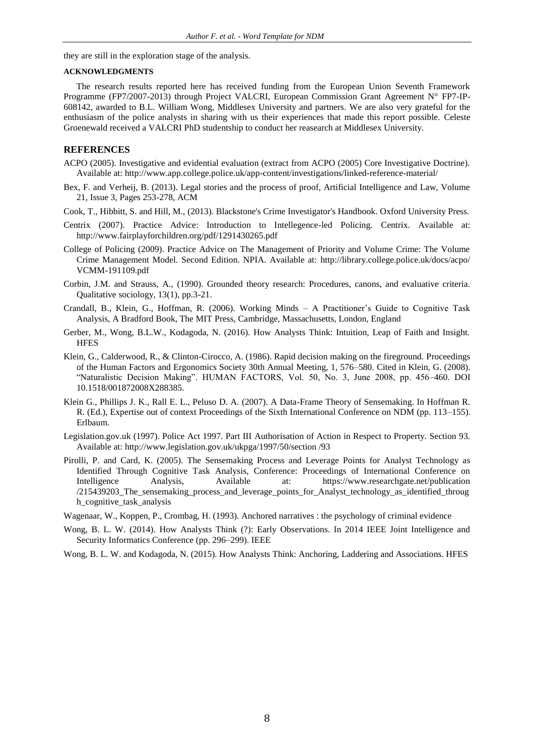they are still in the exploration stage of the analysis.

#### ACKNOWLEDGMENTS

The research results reported here has received funding from the European Union Seventh Framework Programme (FP7/2007-2013) through Project VALCRI, European Commission Grant Agreement N° FP7-IP-608142, awarded to B.L. William Wong, Middlesex University and partners. We are also very grateful for the enthusiasm of the police analysts in sharing with us their experiences that made this report possible. Celeste Groenewald received a VALCRI PhD studentship to conduct her reasearch at Middlesex University.

## REFERENCES

ACPO (2005). Investigative and evidential evaluation (extract from ACPO (2005) Core Investigative Doctrine). Available at: http://www.app.college.police.uk/app-content/investigations/linked-reference-material/

Bex, F. and Verheij, B. (2013). Legal stories and the process of proof, Artificial Intelligence and Law, Volume 21, Issue 3, Pages 253-278, ACM

Cook, T., Hibbitt, S. and Hill, M., (2013). Blackstone's Crime Investigator's Handbook. Oxford University Press.

Centrix (2007). Practice Advice: Introduction to Intellegence-led Policing. Centrix. Available at: http://www.fairplayforchildren.org/pdf/1291430265.pdf

College of Policing (2009). Practice Advice on The Management of Priority and Volume Crime: The Volume Crime Management Model. Second Edition. NPIA. Available at: http://library.college.police.uk/docs/acpo/VCMM-191109.pdf

Corbin, J.M. and Strauss, A., (1990). Grounded theory research: Procedures, canons, and evaluative criteria. Qualitative sociology, 13(1), pp.3-21.

Crandall, B., Klein, G., Hoffman, R. (2006). Working Minds – A Practitioner's Guide to Cognitive Task Analysis, A Bradford Book, The MIT Press, Cambridge, Massachusetts, London, England

Gerber, M., Wong, B.L.W., Kodagoda, N. (2016). How Analysts Think: Intuition, Leap of Faith and Insight. HFES

Klein, G., Calderwood, R., & Clinton-Cirocco, A. (1986). Rapid decision making on the fireground. Proceedings of the Human Factors and Ergonomics Society 30th Annual Meeting, 1, 576–580. Cited in Klein, G. (2008). "Naturalistic Decision Making". HUMAN FACTORS, Vol. 50, No. 3, June 2008, pp. 456–460. DOI 10.1518/001872008X288385.

Klein G., Phillips J. K., Rall E. L., Peluso D. A. (2007). A Data-Frame Theory of Sensemaking. In Hoffman R. R. (Ed.), Expertise out of context Proceedings of the Sixth International Conference on NDM (pp. 113–155). Erlbaum.

Legislation.gov.uk (1997). Police Act 1997. Part III Authorisation of Action in Respect to Property. Section 93. Available at: http://www.legislation.gov.uk/ukpga/1997/50/section /93

Pirolli, P. and Card, K. (2005). The Sensemaking Process and Leverage Points for Analyst Technology as Identified Through Cognitive Task Analysis, Conference: Proceedings of International Conference on Intelligence Analysis, Available at: https://www.researchgate.net/publication /215439203_The_sensemaking_process_and_leverage_points_for_Analyst_technology_as_identified_through_cognitive_task_analysis

Wagenaar, W., Koppen, P., Crombag, H. (1993). Anchored narratives : the psychology of criminal evidence

Wong, B. L. W. (2014). How Analysts Think (?): Early Observations. In 2014 IEEE Joint Intelligence and Security Informatics Conference (pp. 296–299). IEEE

Wong, B. L. W. and Kodagoda, N. (2015). How Analysts Think: Anchoring, Laddering and Associations. HFES